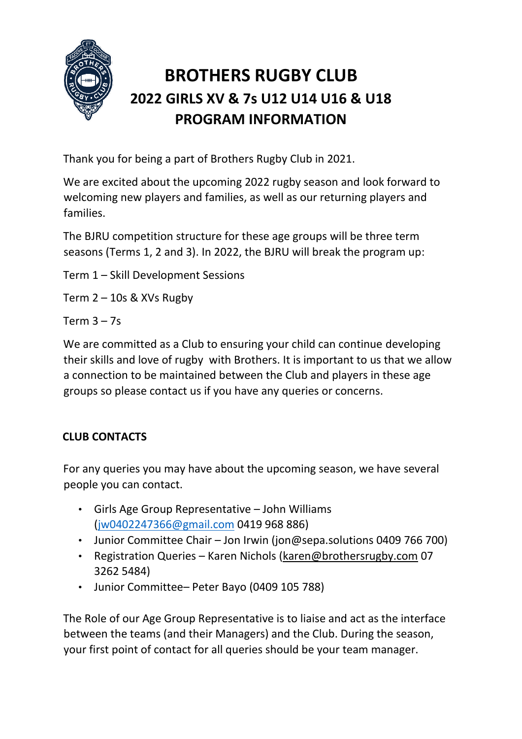# BROTHERS RUGBY CLUB
## 2022 GIRLS XV & 7s U12 U14 U16 & U18
## PROGRAM INFORMATION

Thank you for being a part of Brothers Rugby Club in 2021.

We are excited about the upcoming 2022 rugby season and look forward to welcoming new players and families, as well as our returning players and families.

The BJRU competition structure for these age groups will be three term seasons (Terms 1, 2 and 3). In 2022, the BJRU will break the program up:

Term 1 – Skill Development Sessions

Term 2 – 10s & XVs Rugby

Term 3 – 7s

We are committed as a Club to ensuring your child can continue developing their skills and love of rugby with Brothers. It is important to us that we allow a connection to be maintained between the Club and players in these age groups so please contact us if you have any queries or concerns.

**CLUB CONTACTS**

For any queries you may have about the upcoming season, we have several people you can contact.

- Girls Age Group Representative – John Williams (jw0402247366@gmail.com 0419 968 886)
- Junior Committee Chair – Jon Irwin (jon@sepa.solutions 0409 766 700)
- Registration Queries – Karen Nichols (karen@brothersrugby.com 07 3262 5484)
- Junior Committee– Peter Bayo (0409 105 788)

The Role of our Age Group Representative is to liaise and act as the interface between the teams (and their Managers) and the Club. During the season, your first point of contact for all queries should be your team manager.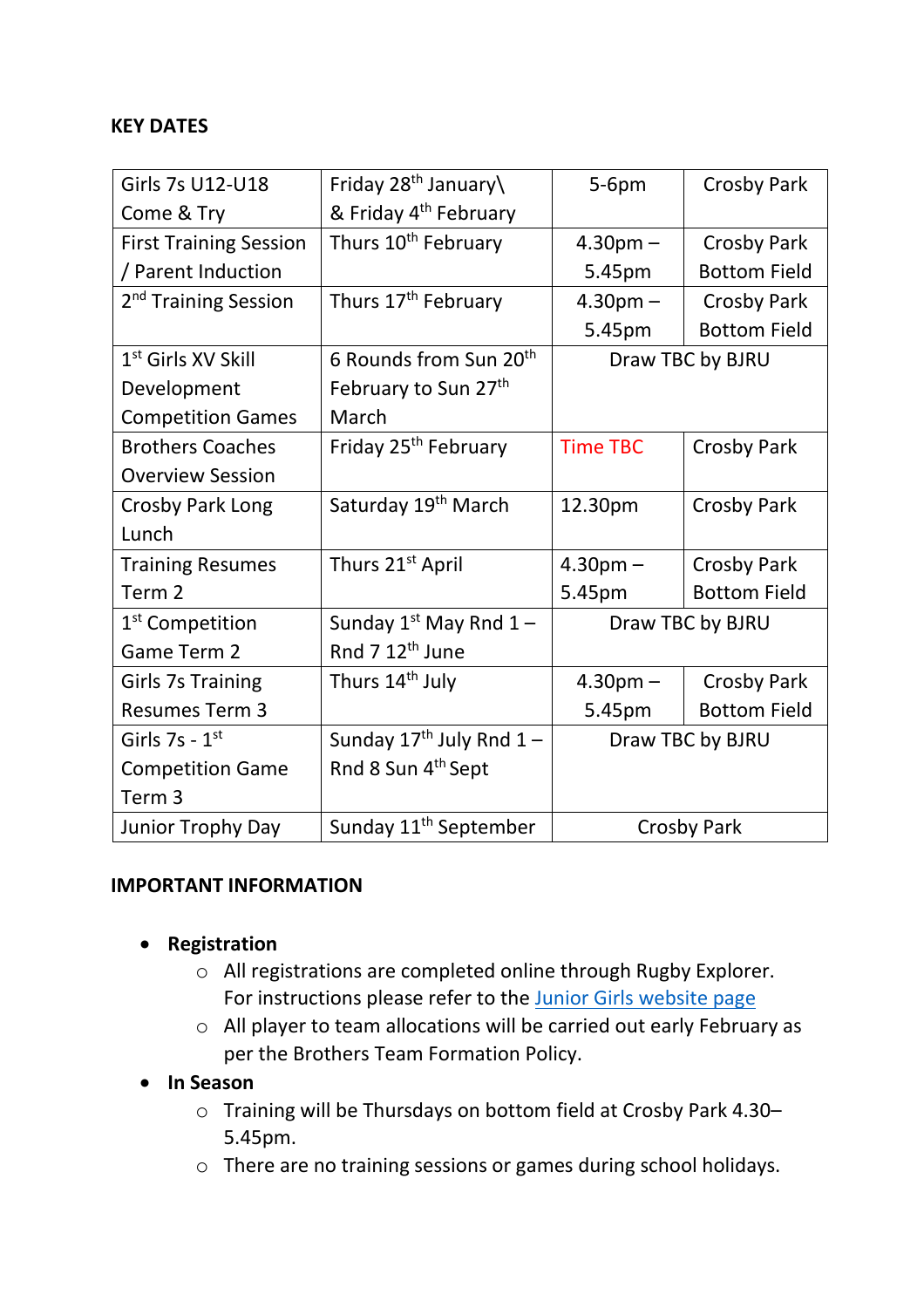**KEY DATES**

| Girls 7s U12-U18 Come & Try | Friday 28th January\ & Friday 4th February | 5-6pm | Crosby Park |
|---|---|---|---|
| First Training Session / Parent Induction | Thurs 10th February | 4.30pm – 5.45pm | Crosby Park Bottom Field |
| 2nd Training Session | Thurs 17th February | 4.30pm – 5.45pm | Crosby Park Bottom Field |
| 1st Girls XV Skill Development Competition Games | 6 Rounds from Sun 20th February to Sun 27th March | Draw TBC by BJRU | |
| Brothers Coaches Overview Session | Friday 25th February | Time TBC | Crosby Park |
| Crosby Park Long Lunch | Saturday 19th March | 12.30pm | Crosby Park |
| Training Resumes Term 2 | Thurs 21st April | 4.30pm – 5.45pm | Crosby Park Bottom Field |
| 1st Competition Game Term 2 | Sunday 1st May Rnd 1 – Rnd 7 12th June | Draw TBC by BJRU | |
| Girls 7s Training Resumes Term 3 | Thurs 14th July | 4.30pm – 5.45pm | Crosby Park Bottom Field |
| Girls 7s - 1st Competition Game Term 3 | Sunday 17th July Rnd 1 – Rnd 8 Sun 4th Sept | Draw TBC by BJRU | |
| Junior Trophy Day | Sunday 11th September | Crosby Park | |

**IMPORTANT INFORMATION**

- **Registration**
  - All registrations are completed online through Rugby Explorer. For instructions please refer to the Junior Girls website page
  - All player to team allocations will be carried out early February as per the Brothers Team Formation Policy.
- **In Season**
  - Training will be Thursdays on bottom field at Crosby Park 4.30–5.45pm.
  - There are no training sessions or games during school holidays.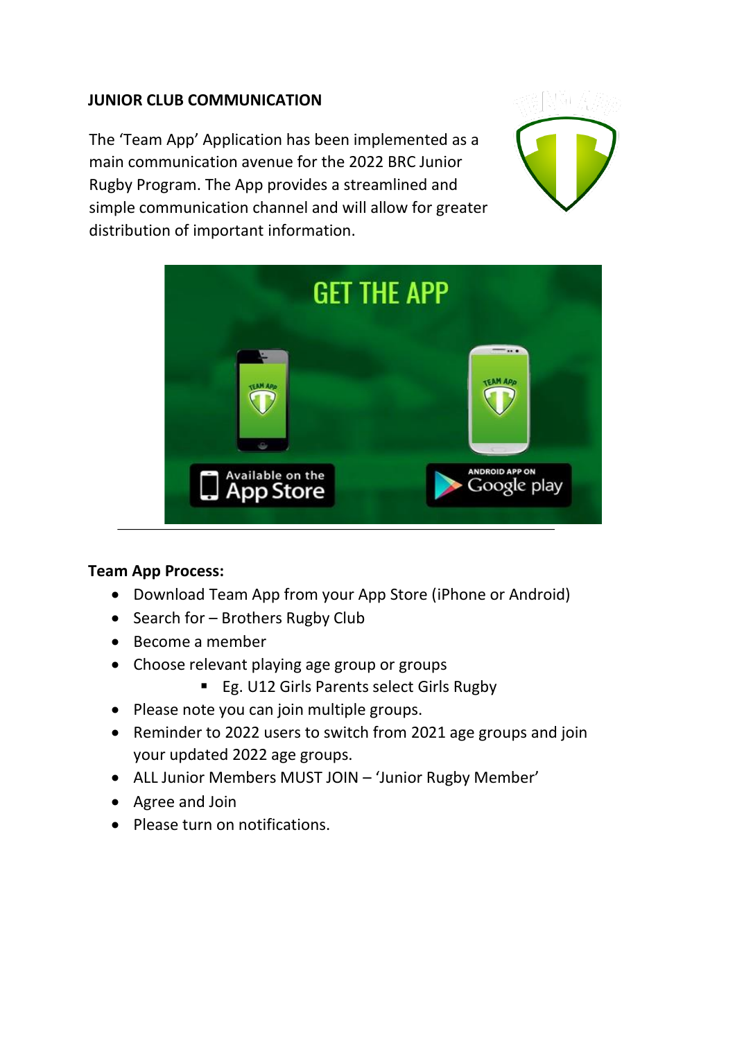**JUNIOR CLUB COMMUNICATION**

The 'Team App' Application has been implemented as a main communication avenue for the 2022 BRC Junior Rugby Program. The App provides a streamlined and simple communication channel and will allow for greater distribution of important information.

GET THE APP

Available on the App Store

ANDROID APP ON Google play

---

**Team App Process:**

- Download Team App from your App Store (iPhone or Android)
- Search for – Brothers Rugby Club
- Become a member
- Choose relevant playing age group or groups
    - Eg. U12 Girls Parents select Girls Rugby
- Please note you can join multiple groups.
- Reminder to 2022 users to switch from 2021 age groups and join your updated 2022 age groups.
- ALL Junior Members MUST JOIN – 'Junior Rugby Member'
- Agree and Join
- Please turn on notifications.